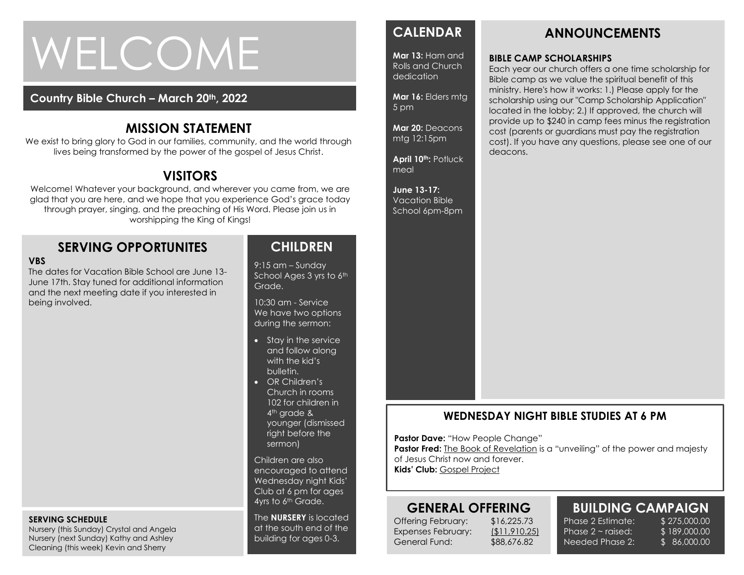# WELCOME

**Country Bible Church – March 20th, 2022**

## MISSION STATEMENT

We exist to bring glory to God in our families, community, and the world through lives being transformed by the power of the gospel of Jesus Christ.

## VISITORS

Welcome! Whatever your background, and wherever you came from, we are glad that you are here, and we hope that you experience God's grace today through prayer, singing, and the preaching of His Word. Please join us in worshipping the King of Kings!

## SERVING OPPORTUNITES

**VBS**

The dates for Vacation Bible School are June 13-June 17th. Stay tuned for additional information and the next meeting date if you interested in being involved.

**SERVING SCHEDULE**

Nursery (this Sunday) Crystal and Angela
Nursery (next Sunday) Kathy and Ashley
Cleaning (this week) Kevin and Sherry

## CHILDREN

9:15 am – Sunday School Ages 3 yrs to 6th Grade.

10:30 am - Service
We have two options during the sermon:

- Stay in the service and follow along with the kid's bulletin.
- OR Children's Church in rooms 102 for children in 4th grade & younger (dismissed right before the sermon)

Children are also encouraged to attend Wednesday night Kids' Club at 6 pm for ages 4yrs to 6th Grade.

The **NURSERY** is located at the south end of the building for ages 0-3.

## CALENDAR

**Mar 13:** Ham and Rolls and Church dedication

**Mar 16:** Elders mtg 5 pm

**Mar 20:** Deacons mtg 12:15pm

**April 10th:** Potluck meal

**June 13-17:** Vacation Bible School 6pm-8pm

## ANNOUNCEMENTS

**BIBLE CAMP SCHOLARSHIPS**

Each year our church offers a one time scholarship for Bible camp as we value the spiritual benefit of this ministry. Here's how it works: 1.) Please apply for the scholarship using our "Camp Scholarship Application" located in the lobby; 2.) If approved, the church will provide up to $240 in camp fees minus the registration cost (parents or guardians must pay the registration cost). If you have any questions, please see one of our deacons.

## WEDNESDAY NIGHT BIBLE STUDIES AT 6 PM

**Pastor Dave:** "How People Change"
**Pastor Fred:** The Book of Revelation is a "unveiling" of the power and majesty of Jesus Christ now and forever.
**Kids' Club:** Gospel Project

## GENERAL OFFERING

| | |
|---|---|
| Offering February: | $16,225.73 |
| Expenses February: | ($11,910.25) |
| General Fund: | $88,676.82 |

## BUILDING CAMPAIGN

| | |
|---|---|
| Phase 2 Estimate: | $ 275,000.00 |
| Phase 2 ~ raised: | $ 189,000.00 |
| Needed Phase 2: | $ 86,000.00 |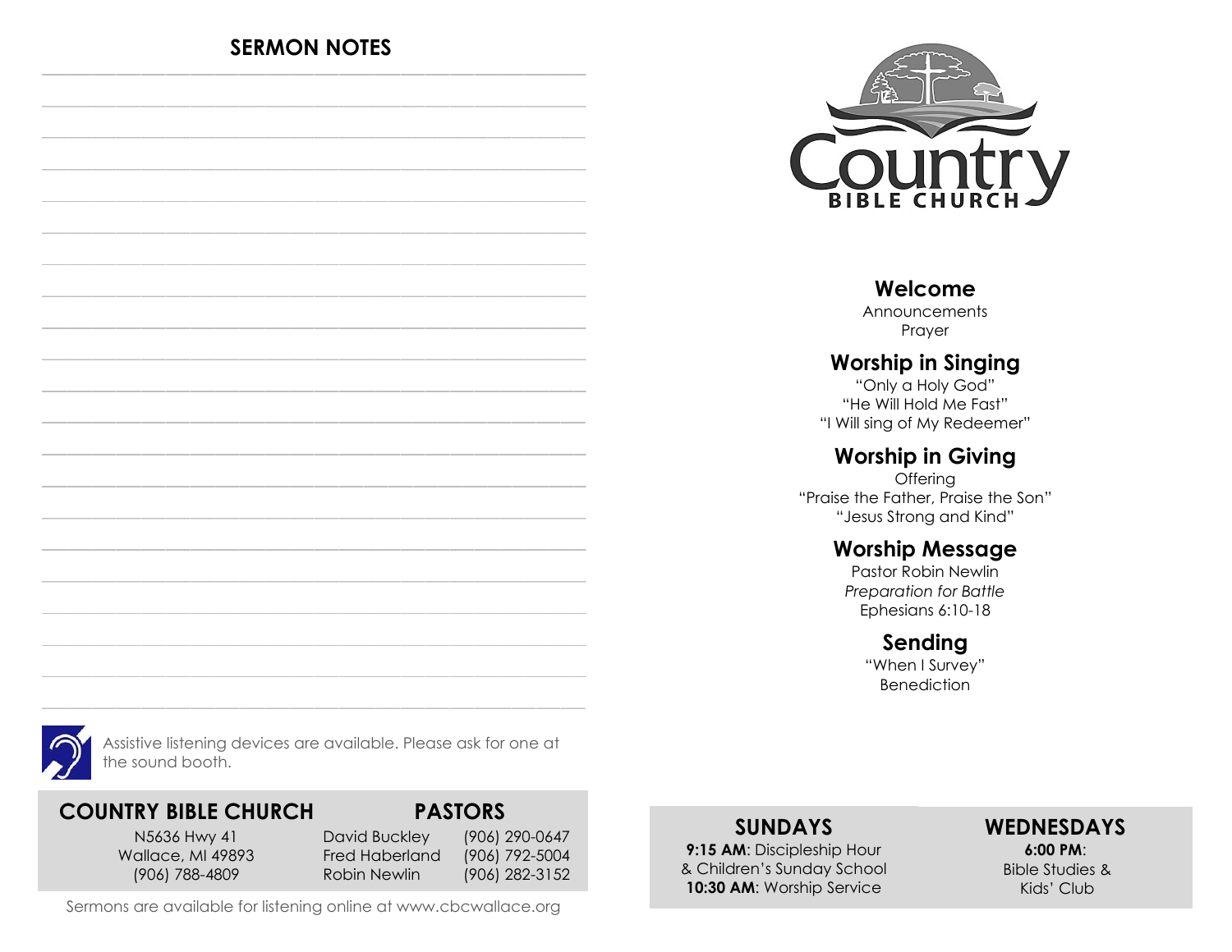## SERMON NOTES

Assistive listening devices are available. Please ask for one at the sound booth.

## COUNTRY BIBLE CHURCH

N5636 Hwy 41
Wallace, MI 49893
(906) 788-4809

## PASTORS

| | |
|---|---|
| David Buckley | (906) 290-0647 |
| Fred Haberland | (906) 792-5004 |
| Robin Newlin | (906) 282-3152 |

Sermons are available for listening online at www.cbcwallace.org

# Country
BIBLE CHURCH

### Welcome

Announcements
Prayer

### Worship in Singing

"Only a Holy God"
"He Will Hold Me Fast"
"I Will sing of My Redeemer"

### Worship in Giving

Offering
"Praise the Father, Praise the Son"
"Jesus Strong and Kind"

### Worship Message

Pastor Robin Newlin
*Preparation for Battle*
Ephesians 6:10-18

### Sending

"When I Survey"
Benediction

## SUNDAYS

**9:15 AM**: Discipleship Hour & Children's Sunday School
**10:30 AM**: Worship Service

## WEDNESDAYS

**6:00 PM**:
Bible Studies & Kids' Club